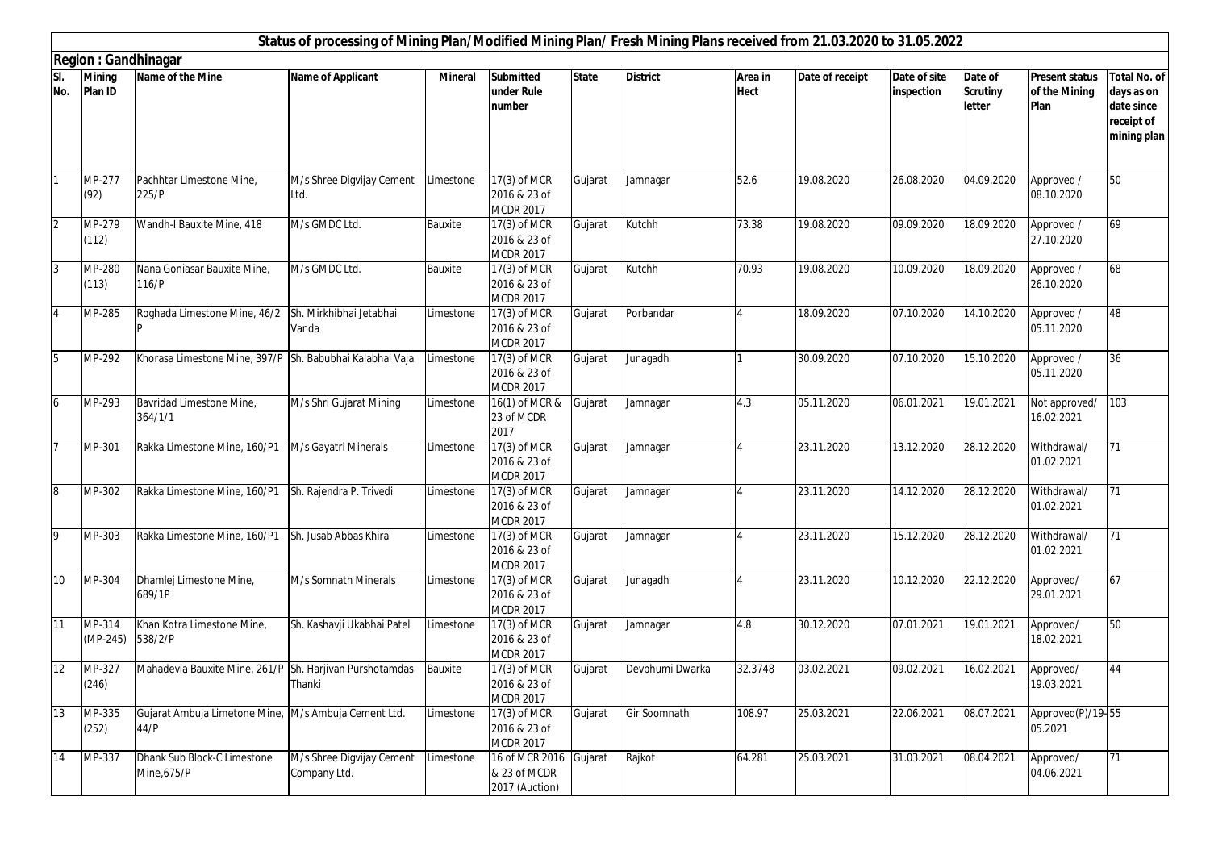## Status of processing of Mining Plan/Modified Mining Plan/ Fresh Mining Plans received from 21.03.2020 to 31.05.2022

**Region : Gandhinagar**

| Sl. No. | Mining Plan ID | Name of the Mine | Name of Applicant | Mineral | Submitted under Rule number | State | District | Area in Hect | Date of receipt | Date of site inspection | Date of Scrutiny letter | Present status of the Mining Plan | Total No. of days as on date since receipt of mining plan |
|---|---|---|---|---|---|---|---|---|---|---|---|---|---|
| 1 | MP-277 (92) | Pachhtar Limestone Mine, 225/P | M/s Shree Digvijay Cement Ltd. | Limestone | 17(3) of MCR 2016 & 23 of MCDR 2017 | Gujarat | Jamnagar | 52.6 | 19.08.2020 | 26.08.2020 | 04.09.2020 | Approved / 08.10.2020 | 50 |
| 2 | MP-279 (112) | Wandh-I Bauxite Mine, 418 | M/s GMDC Ltd. | Bauxite | 17(3) of MCR 2016 & 23 of MCDR 2017 | Gujarat | Kutchh | 73.38 | 19.08.2020 | 09.09.2020 | 18.09.2020 | Approved / 27.10.2020 | 69 |
| 3 | MP-280 (113) | Nana Goniasar Bauxite Mine, 116/P | M/s GMDC Ltd. | Bauxite | 17(3) of MCR 2016 & 23 of MCDR 2017 | Gujarat | Kutchh | 70.93 | 19.08.2020 | 10.09.2020 | 18.09.2020 | Approved / 26.10.2020 | 68 |
| 4 | MP-285 | Roghada Limestone Mine, 46/2 P | Sh. Mirkhibhai Jetabhai Vanda | Limestone | 17(3) of MCR 2016 & 23 of MCDR 2017 | Gujarat | Porbandar | 4 | 18.09.2020 | 07.10.2020 | 14.10.2020 | Approved / 05.11.2020 | 48 |
| 5 | MP-292 | Khorasa Limestone Mine, 397/P | Sh. Babubhai Kalabhai Vaja | Limestone | 17(3) of MCR 2016 & 23 of MCDR 2017 | Gujarat | Junagadh | 1 | 30.09.2020 | 07.10.2020 | 15.10.2020 | Approved / 05.11.2020 | 36 |
| 6 | MP-293 | Bavridad Limestone Mine, 364/1/1 | M/s Shri Gujarat Mining | Limestone | 16(1) of MCR & 23 of MCDR 2017 | Gujarat | Jamnagar | 4.3 | 05.11.2020 | 06.01.2021 | 19.01.2021 | Not approved/ 16.02.2021 | 103 |
| 7 | MP-301 | Rakka Limestone Mine, 160/P1 | M/s Gayatri Minerals | Limestone | 17(3) of MCR 2016 & 23 of MCDR 2017 | Gujarat | Jamnagar | 4 | 23.11.2020 | 13.12.2020 | 28.12.2020 | Withdrawal/ 01.02.2021 | 71 |
| 8 | MP-302 | Rakka Limestone Mine, 160/P1 | Sh. Rajendra P. Trivedi | Limestone | 17(3) of MCR 2016 & 23 of MCDR 2017 | Gujarat | Jamnagar | 4 | 23.11.2020 | 14.12.2020 | 28.12.2020 | Withdrawal/ 01.02.2021 | 71 |
| 9 | MP-303 | Rakka Limestone Mine, 160/P1 | Sh. Jusab Abbas Khira | Limestone | 17(3) of MCR 2016 & 23 of MCDR 2017 | Gujarat | Jamnagar | 4 | 23.11.2020 | 15.12.2020 | 28.12.2020 | Withdrawal/ 01.02.2021 | 71 |
| 10 | MP-304 | Dhamlej Limestone Mine, 689/1P | M/s Somnath Minerals | Limestone | 17(3) of MCR 2016 & 23 of MCDR 2017 | Gujarat | Junagadh | 4 | 23.11.2020 | 10.12.2020 | 22.12.2020 | Approved/ 29.01.2021 | 67 |
| 11 | MP-314 (MP-245) | Khan Kotra Limestone Mine, 538/2/P | Sh. Kashavji Ukabhai Patel | Limestone | 17(3) of MCR 2016 & 23 of MCDR 2017 | Gujarat | Jamnagar | 4.8 | 30.12.2020 | 07.01.2021 | 19.01.2021 | Approved/ 18.02.2021 | 50 |
| 12 | MP-327 (246) | Mahadevia Bauxite Mine, 261/P | Sh. Harjivan Purshotamdas Thanki | Bauxite | 17(3) of MCR 2016 & 23 of MCDR 2017 | Gujarat | Devbhumi Dwarka | 32.3748 | 03.02.2021 | 09.02.2021 | 16.02.2021 | Approved/ 19.03.2021 | 44 |
| 13 | MP-335 (252) | Gujarat Ambuja Limetone Mine, 44/P | M/s Ambuja Cement Ltd. | Limestone | 17(3) of MCR 2016 & 23 of MCDR 2017 | Gujarat | Gir Soomnath | 108.97 | 25.03.2021 | 22.06.2021 | 08.07.2021 | Approved(P)/19-05.2021 | 55 |
| 14 | MP-337 | Dhank Sub Block-C Limestone Mine,675/P | M/s Shree Digvijay Cement Company Ltd. | Limestone | 16 of MCR 2016 & 23 of MCDR 2017 (Auction) | Gujarat | Rajkot | 64.281 | 25.03.2021 | 31.03.2021 | 08.04.2021 | Approved/ 04.06.2021 | 71 |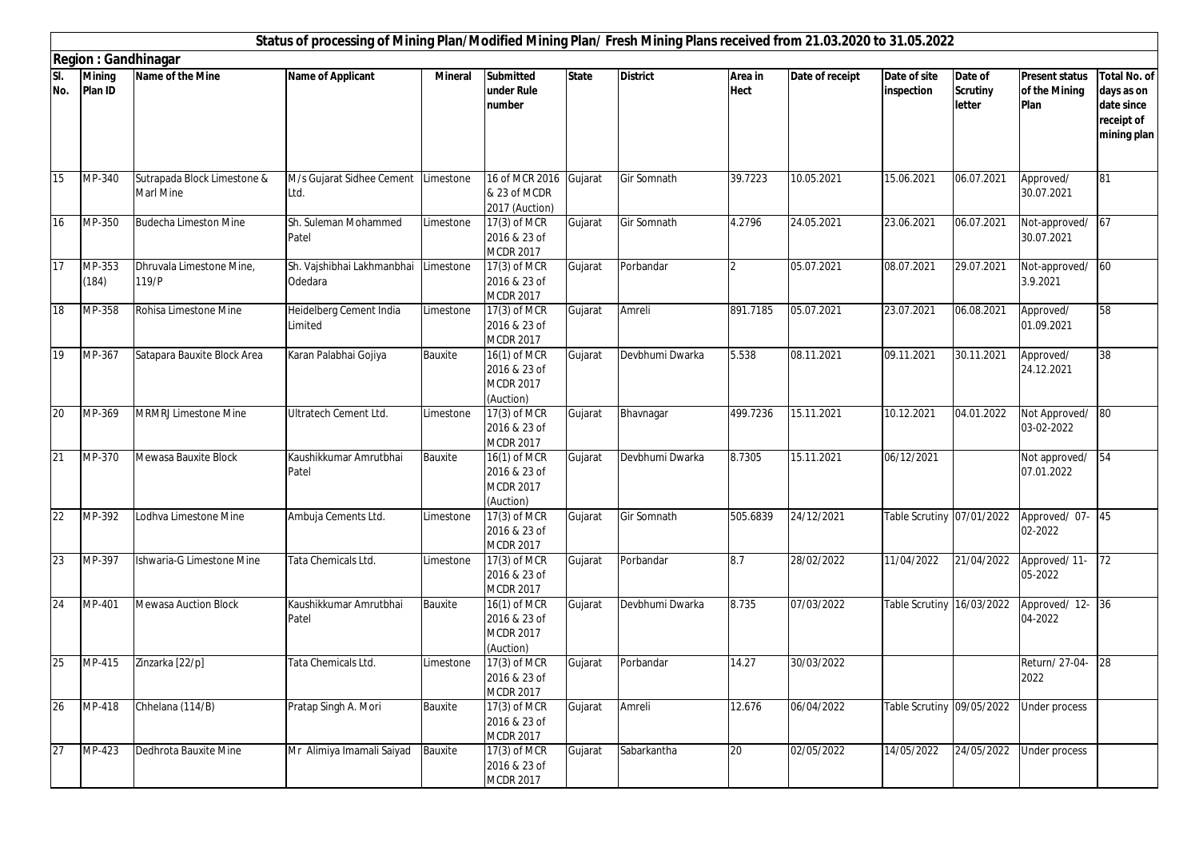## Status of processing of Mining Plan/Modified Mining Plan/ Fresh Mining Plans received from 21.03.2020 to 31.05.2022

**Region : Gandhinagar**

| Sl. No. | Mining Plan ID | Name of the Mine | Name of Applicant | Mineral | Submitted under Rule number | State | District | Area in Hect | Date of receipt | Date of site inspection | Date of Scrutiny letter | Present status of the Mining Plan | Total No. of days as on date since receipt of mining plan |
|---|---|---|---|---|---|---|---|---|---|---|---|---|---|
| 15 | MP-340 | Sutrapada Block Limestone & Marl Mine | M/s Gujarat Sidhee Cement Ltd. | Limestone | 16 of MCR 2016 & 23 of MCDR 2017 (Auction) | Gujarat | Gir Somnath | 39.7223 | 10.05.2021 | 15.06.2021 | 06.07.2021 | Approved/ 30.07.2021 | 81 |
| 16 | MP-350 | Budecha Limeston Mine | Sh. Suleman Mohammed Patel | Limestone | 17(3) of MCR 2016 & 23 of MCDR 2017 | Gujarat | Gir Somnath | 4.2796 | 24.05.2021 | 23.06.2021 | 06.07.2021 | Not-approved/ 30.07.2021 | 67 |
| 17 | MP-353 (184) | Dhruvala Limestone Mine, 119/P | Sh. Vajshibhai Lakhmanbhai Odedara | Limestone | 17(3) of MCR 2016 & 23 of MCDR 2017 | Gujarat | Porbandar | 2 | 05.07.2021 | 08.07.2021 | 29.07.2021 | Not-approved/ 3.9.2021 | 60 |
| 18 | MP-358 | Rohisa Limestone Mine | Heidelberg Cement India Limited | Limestone | 17(3) of MCR 2016 & 23 of MCDR 2017 | Gujarat | Amreli | 891.7185 | 05.07.2021 | 23.07.2021 | 06.08.2021 | Approved/ 01.09.2021 | 58 |
| 19 | MP-367 | Satapara Bauxite Block Area | Karan Palabhai Gojiya | Bauxite | 16(1) of MCR 2016 & 23 of MCDR 2017 (Auction) | Gujarat | Devbhumi Dwarka | 5.538 | 08.11.2021 | 09.11.2021 | 30.11.2021 | Approved/ 24.12.2021 | 38 |
| 20 | MP-369 | MRMRJ Limestone Mine | Ultratech Cement Ltd. | Limestone | 17(3) of MCR 2016 & 23 of MCDR 2017 | Gujarat | Bhavnagar | 499.7236 | 15.11.2021 | 10.12.2021 | 04.01.2022 | Not Approved/ 03-02-2022 | 80 |
| 21 | MP-370 | Mewasa Bauxite Block | Kaushikkumar Amrutbhai Patel | Bauxite | 16(1) of MCR 2016 & 23 of MCDR 2017 (Auction) | Gujarat | Devbhumi Dwarka | 8.7305 | 15.11.2021 | 06/12/2021 | | Not approved/ 07.01.2022 | 54 |
| 22 | MP-392 | Lodhva Limestone Mine | Ambuja Cements Ltd. | Limestone | 17(3) of MCR 2016 & 23 of MCDR 2017 | Gujarat | Gir Somnath | 505.6839 | 24/12/2021 | Table Scrutiny | 07/01/2022 | Approved/ 07-02-2022 | 45 |
| 23 | MP-397 | Ishwaria-G Limestone Mine | Tata Chemicals Ltd. | Limestone | 17(3) of MCR 2016 & 23 of MCDR 2017 | Gujarat | Porbandar | 8.7 | 28/02/2022 | 11/04/2022 | 21/04/2022 | Approved/ 11-05-2022 | 72 |
| 24 | MP-401 | Mewasa Auction Block | Kaushikkumar Amrutbhai Patel | Bauxite | 16(1) of MCR 2016 & 23 of MCDR 2017 (Auction) | Gujarat | Devbhumi Dwarka | 8.735 | 07/03/2022 | Table Scrutiny | 16/03/2022 | Approved/ 12-04-2022 | 36 |
| 25 | MP-415 | Zinzarka [22/p] | Tata Chemicals Ltd. | Limestone | 17(3) of MCR 2016 & 23 of MCDR 2017 | Gujarat | Porbandar | 14.27 | 30/03/2022 | | | Return/ 27-04-2022 | 28 |
| 26 | MP-418 | Chhelana (114/B) | Pratap Singh A. Mori | Bauxite | 17(3) of MCR 2016 & 23 of MCDR 2017 | Gujarat | Amreli | 12.676 | 06/04/2022 | Table Scrutiny | 09/05/2022 | Under process | |
| 27 | MP-423 | Dedhrota Bauxite Mine | Mr Alimiya Imamali Saiyad | Bauxite | 17(3) of MCR 2016 & 23 of MCDR 2017 | Gujarat | Sabarkantha | 20 | 02/05/2022 | 14/05/2022 | 24/05/2022 | Under process | |